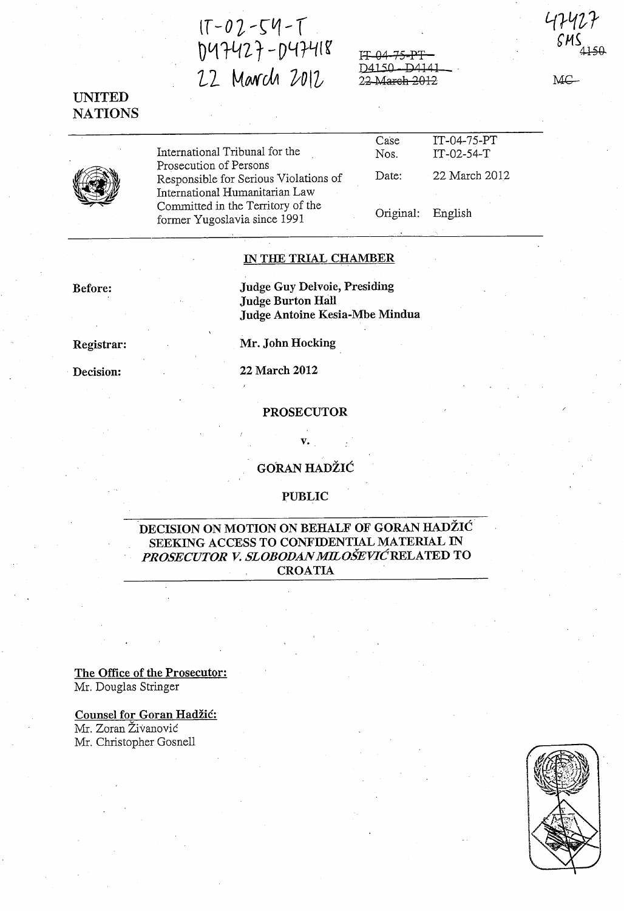IT-02-54-T
D47427-D47418
22 March 2012

IT-04-75-PT
D4150 - D4141
22 March 2012

47427
SMS

4150

MC

UNITED NATIONS

| | | |
|---|---|---|
| International Tribunal for the Prosecution of Persons Responsible for Serious Violations of International Humanitarian Law Committed in the Territory of the former Yugoslavia since 1991 | Case Nos. | IT-04-75-PT<br>IT-02-54-T |
| | Date: | 22 March 2012 |
| | Original: | English |

## IN THE TRIAL CHAMBER

**Before:** **Judge Guy Delvoie, Presiding**
**Judge Burton Hall**
**Judge Antoine Kesia-Mbe Mindua**

**Registrar:** **Mr. John Hocking**

**Decision:** **22 March 2012**

**PROSECUTOR**

**v.**

**GORAN HADŽIĆ**

**PUBLIC**

## DECISION ON MOTION ON BEHALF OF GORAN HADŽIĆ SEEKING ACCESS TO CONFIDENTIAL MATERIAL IN *PROSECUTOR V. SLOBODAN MILOŠEVIĆ* RELATED TO CROATIA

**The Office of the Prosecutor:**
Mr. Douglas Stringer

**Counsel for Goran Hadžić:**
Mr. Zoran Živanović
Mr. Christopher Gosnell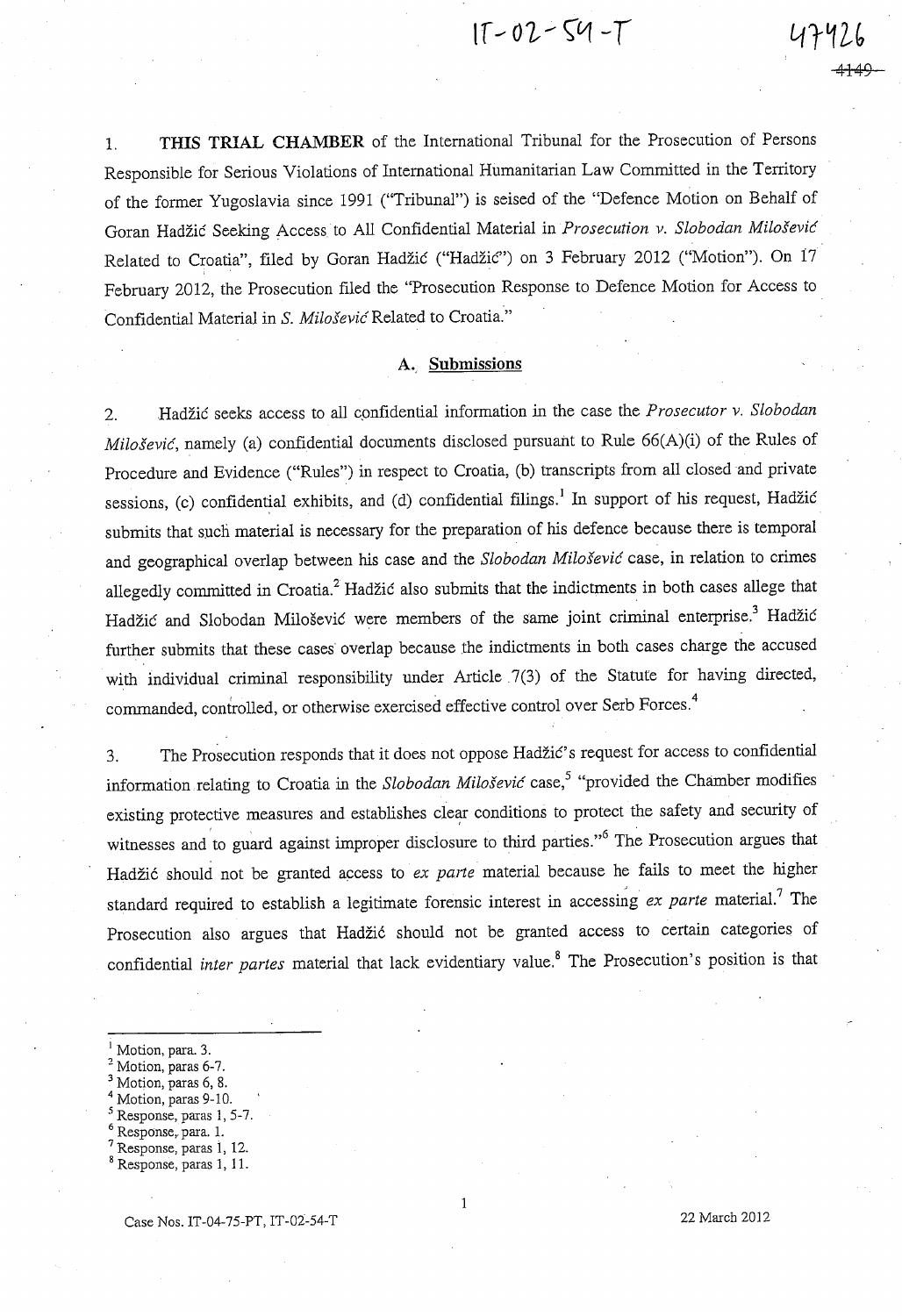1. **THIS TRIAL CHAMBER** of the International Tribunal for the Prosecution of Persons Responsible for Serious Violations of International Humanitarian Law Committed in the Territory of the former Yugoslavia since 1991 ("Tribunal") is seised of the "Defence Motion on Behalf of Goran Hadžić Seeking Access to All Confidential Material in *Prosecution v. Slobodan Milošević* Related to Croatia", filed by Goran Hadžić ("Hadžić") on 3 February 2012 ("Motion"). On 17 February 2012, the Prosecution filed the "Prosecution Response to Defence Motion for Access to Confidential Material in *S. Milošević* Related to Croatia."

## A. Submissions

2. Hadžić seeks access to all confidential information in the case the *Prosecutor v. Slobodan Milošević*, namely (a) confidential documents disclosed pursuant to Rule 66(A)(i) of the Rules of Procedure and Evidence ("Rules") in respect to Croatia, (b) transcripts from all closed and private sessions, (c) confidential exhibits, and (d) confidential filings.[1] In support of his request, Hadžić submits that such material is necessary for the preparation of his defence because there is temporal and geographical overlap between his case and the *Slobodan Milošević* case, in relation to crimes allegedly committed in Croatia.[2] Hadžić also submits that the indictments in both cases allege that Hadžić and Slobodan Milošević were members of the same joint criminal enterprise.[3] Hadžić further submits that these cases overlap because the indictments in both cases charge the accused with individual criminal responsibility under Article 7(3) of the Statute for having directed, commanded, controlled, or otherwise exercised effective control over Serb Forces.[4]

3. The Prosecution responds that it does not oppose Hadžić's request for access to confidential information relating to Croatia in the *Slobodan Milošević* case,[5] "provided the Chamber modifies existing protective measures and establishes clear conditions to protect the safety and security of witnesses and to guard against improper disclosure to third parties."[6] The Prosecution argues that Hadžić should not be granted access to *ex parte* material because he fails to meet the higher standard required to establish a legitimate forensic interest in accessing *ex parte* material.[7] The Prosecution also argues that Hadžić should not be granted access to certain categories of confidential *inter partes* material that lack evidentiary value.[8] The Prosecution's position is that

---

[1] Motion, para. 3.
[2] Motion, paras 6-7.
[3] Motion, paras 6, 8.
[4] Motion, paras 9-10.
[5] Response, paras 1, 5-7.
[6] Response, para. 1.
[7] Response, paras 1, 12.
[8] Response, paras 1, 11.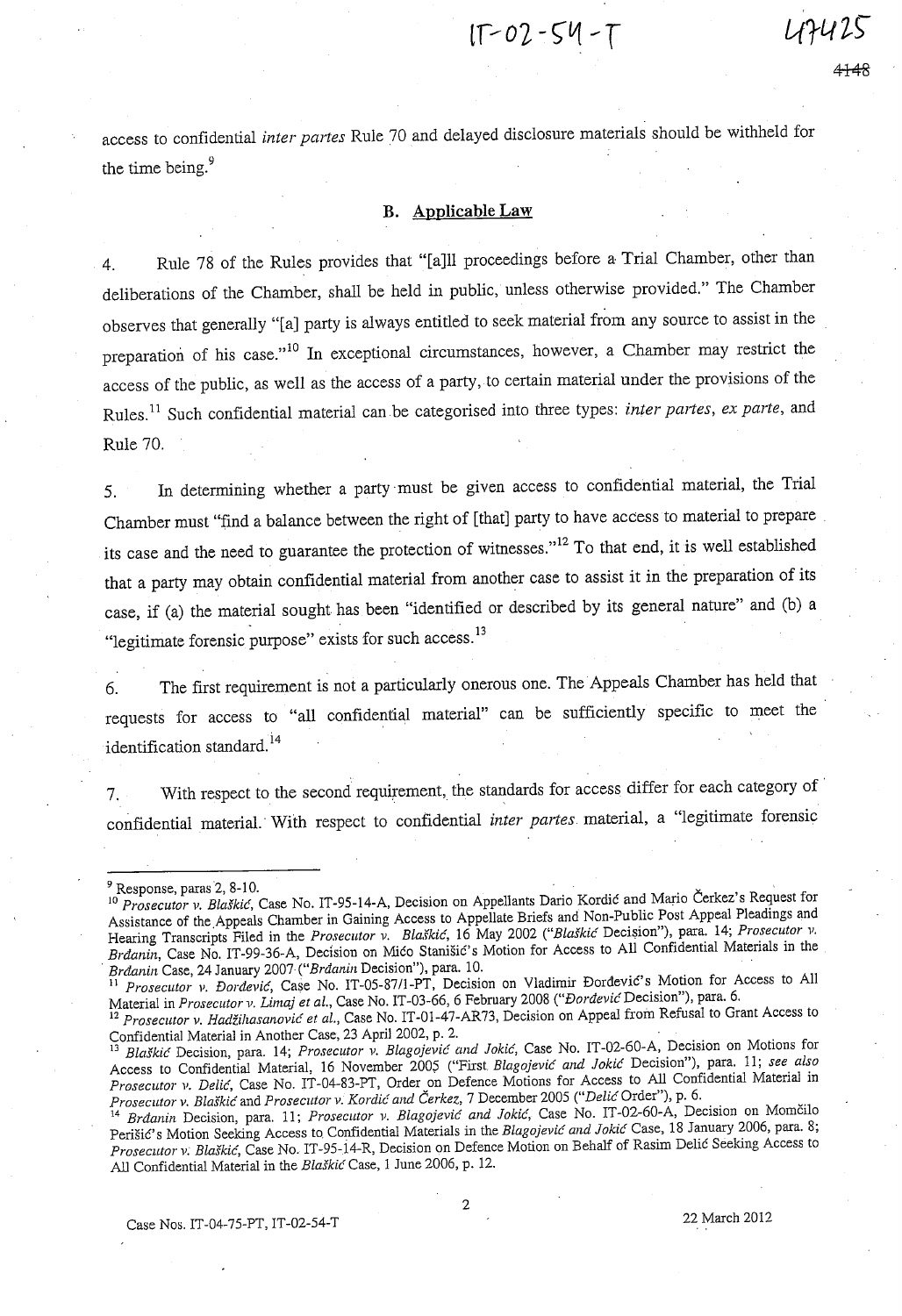access to confidential *inter partes* Rule 70 and delayed disclosure materials should be withheld for the time being.[9]

## B. Applicable Law

4. Rule 78 of the Rules provides that "[a]ll proceedings before a Trial Chamber, other than deliberations of the Chamber, shall be held in public, unless otherwise provided." The Chamber observes that generally "[a] party is always entitled to seek material from any source to assist in the preparation of his case."[10] In exceptional circumstances, however, a Chamber may restrict the access of the public, as well as the access of a party, to certain material under the provisions of the Rules.[11] Such confidential material can be categorised into three types: *inter partes*, *ex parte*, and Rule 70.

5. In determining whether a party must be given access to confidential material, the Trial Chamber must "find a balance between the right of [that] party to have access to material to prepare its case and the need to guarantee the protection of witnesses."[12] To that end, it is well established that a party may obtain confidential material from another case to assist it in the preparation of its case, if (a) the material sought has been "identified or described by its general nature" and (b) a "legitimate forensic purpose" exists for such access.[13]

6. The first requirement is not a particularly onerous one. The Appeals Chamber has held that requests for access to "all confidential material" can be sufficiently specific to meet the identification standard.[14]

7. With respect to the second requirement, the standards for access differ for each category of confidential material. With respect to confidential *inter partes* material, a "legitimate forensic

---

[9] Response, paras 2, 8-10.

[10] *Prosecutor v. Blaškić*, Case No. IT-95-14-A, Decision on Appellants Dario Kordić and Mario Čerkez's Request for Assistance of the Appeals Chamber in Gaining Access to Appellate Briefs and Non-Public Post Appeal Pleadings and Hearing Transcripts Filed in the *Prosecutor v. Blaškić*, 16 May 2002 ("*Blaškić* Decision"), para. 14; *Prosecutor v. Brđanin*, Case No. IT-99-36-A, Decision on Mićo Stanišić's Motion for Access to All Confidential Materials in the *Brđanin* Case, 24 January 2007 ("*Brđanin* Decision"), para. 10.

[11] *Prosecutor v. Đorđević*, Case No. IT-05-87/1-PT, Decision on Vladimir Đorđević's Motion for Access to All Material in *Prosecutor v. Limaj et al.*, Case No. IT-03-66, 6 February 2008 ("*Đorđević* Decision"), para. 6.

[12] *Prosecutor v. Hadžihasanović et al.*, Case No. IT-01-47-AR73, Decision on Appeal from Refusal to Grant Access to Confidential Material in Another Case, 23 April 2002, p. 2.

[13] *Blaškić* Decision, para. 14; *Prosecutor v. Blagojević and Jokić*, Case No. IT-02-60-A, Decision on Motions for Access to Confidential Material, 16 November 2005 ("First *Blagojević and Jokić* Decision"), para. 11; *see also Prosecutor v. Delić*, Case No. IT-04-83-PT, Order on Defence Motions for Access to All Confidential Material in *Prosecutor v. Blaškić* and *Prosecutor v. Kordić and Čerkez*, 7 December 2005 ("*Delić* Order"), p. 6.

[14] *Brđanin* Decision, para. 11; *Prosecutor v. Blagojević and Jokić*, Case No. IT-02-60-A, Decision on Momčilo Perišić's Motion Seeking Access to Confidential Materials in the *Blagojević and Jokić* Case, 18 January 2006, para. 8; *Prosecutor v. Blaškić*, Case No. IT-95-14-R, Decision on Defence Motion on Behalf of Rasim Delić Seeking Access to All Confidential Material in the *Blaškić* Case, 1 June 2006, p. 12.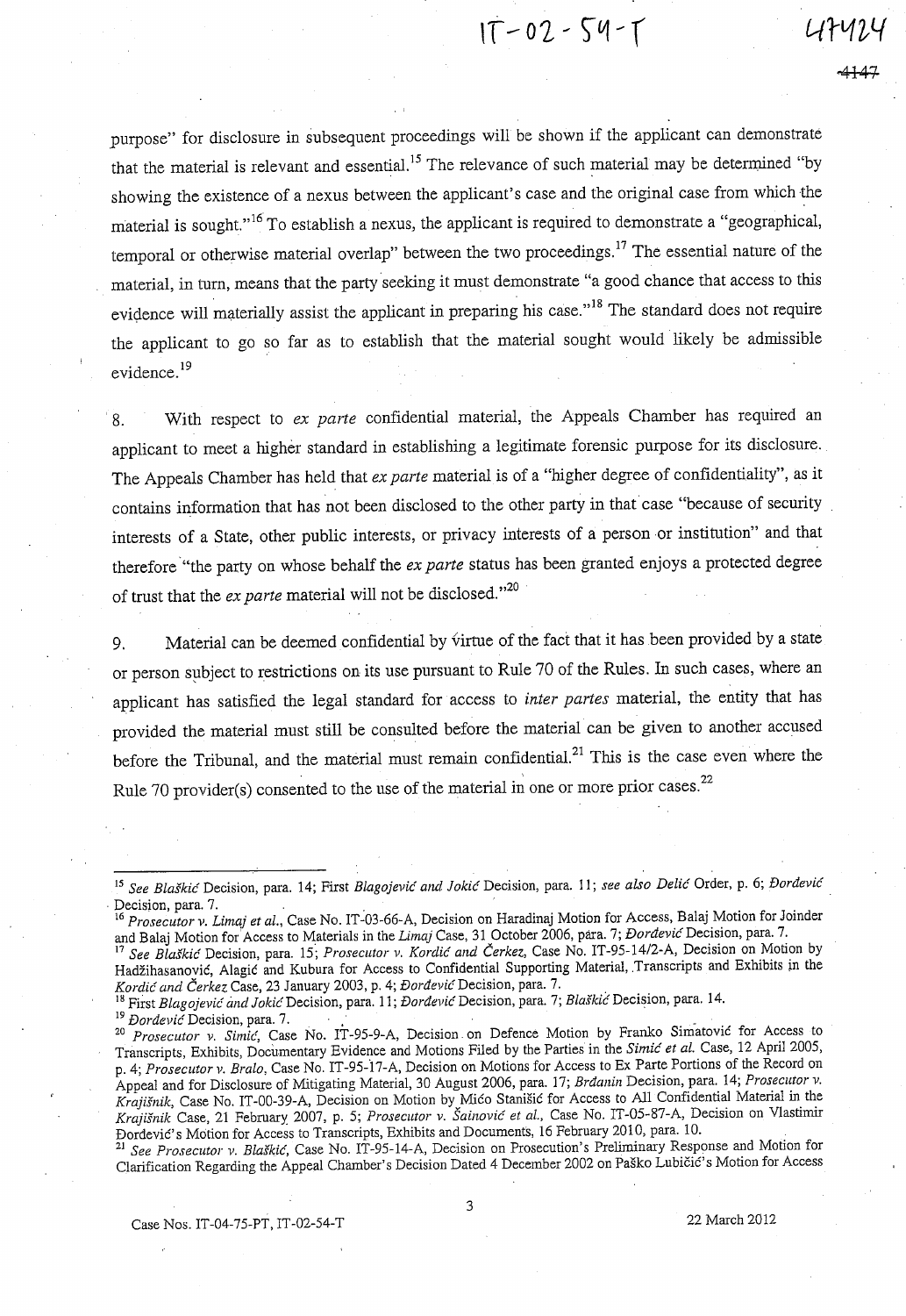purpose" for disclosure in subsequent proceedings will be shown if the applicant can demonstrate that the material is relevant and essential.[15] The relevance of such material may be determined "by showing the existence of a nexus between the applicant's case and the original case from which the material is sought."[16] To establish a nexus, the applicant is required to demonstrate a "geographical, temporal or otherwise material overlap" between the two proceedings.[17] The essential nature of the material, in turn, means that the party seeking it must demonstrate "a good chance that access to this evidence will materially assist the applicant in preparing his case."[18] The standard does not require the applicant to go so far as to establish that the material sought would likely be admissible evidence.[19]

8. With respect to *ex parte* confidential material, the Appeals Chamber has required an applicant to meet a higher standard in establishing a legitimate forensic purpose for its disclosure. The Appeals Chamber has held that *ex parte* material is of a "higher degree of confidentiality", as it contains information that has not been disclosed to the other party in that case "because of security interests of a State, other public interests, or privacy interests of a person or institution" and that therefore "the party on whose behalf the *ex parte* status has been granted enjoys a protected degree of trust that the *ex parte* material will not be disclosed."[20]

9. Material can be deemed confidential by virtue of the fact that it has been provided by a state or person subject to restrictions on its use pursuant to Rule 70 of the Rules. In such cases, where an applicant has satisfied the legal standard for access to *inter partes* material, the entity that has provided the material must still be consulted before the material can be given to another accused before the Tribunal, and the material must remain confidential.[21] This is the case even where the Rule 70 provider(s) consented to the use of the material in one or more prior cases.[22]

---

[15] *See Blaškić* Decision, para. 14; First *Blagojević and Jokić* Decision, para. 11; *see also Delić* Order, p. 6; *Đorđević* Decision, para. 7.

[16] *Prosecutor v. Limaj et al.*, Case No. IT-03-66-A, Decision on Haradinaj Motion for Access, Balaj Motion for Joinder and Balaj Motion for Access to Materials in the *Limaj* Case, 31 October 2006, para. 7; *Đorđević* Decision, para. 7.

[17] *See Blaškić* Decision, para. 15; *Prosecutor v. Kordić and Čerkez*, Case No. IT-95-14/2-A, Decision on Motion by Hadžihasanović, Alagić and Kubura for Access to Confidential Supporting Material, Transcripts and Exhibits in the *Kordić and Čerkez* Case, 23 January 2003, p. 4; *Đorđević* Decision, para. 7.

[18] First *Blagojević and Jokić* Decision, para. 11; *Đorđević* Decision, para. 7; *Blaškić* Decision, para. 14.

[19] *Đorđević* Decision, para. 7.

[20] *Prosecutor v. Simić*, Case No. IT-95-9-A, Decision on Defence Motion by Franko Simatović for Access to Transcripts, Exhibits, Documentary Evidence and Motions Filed by the Parties in the *Simić et al.* Case, 12 April 2005, p. 4; *Prosecutor v. Bralo*, Case No. IT-95-17-A, Decision on Motions for Access to Ex Parte Portions of the Record on Appeal and for Disclosure of Mitigating Material, 30 August 2006, para. 17; *Brđanin* Decision, para. 14; *Prosecutor v. Krajišnik*, Case No. IT-00-39-A, Decision on Motion by Mićo Stanišić for Access to All Confidential Material in the *Krajišnik* Case, 21 February 2007, p. 5; *Prosecutor v. Šainović et al.*, Case No. IT-05-87-A, Decision on Vlastimir Đorđević's Motion for Access to Transcripts, Exhibits and Documents, 16 February 2010, para. 10.

[21] *See Prosecutor v. Blaškić*, Case No. IT-95-14-A, Decision on Prosecution's Preliminary Response and Motion for Clarification Regarding the Appeal Chamber's Decision Dated 4 December 2002 on Paško Ljubičić's Motion for Access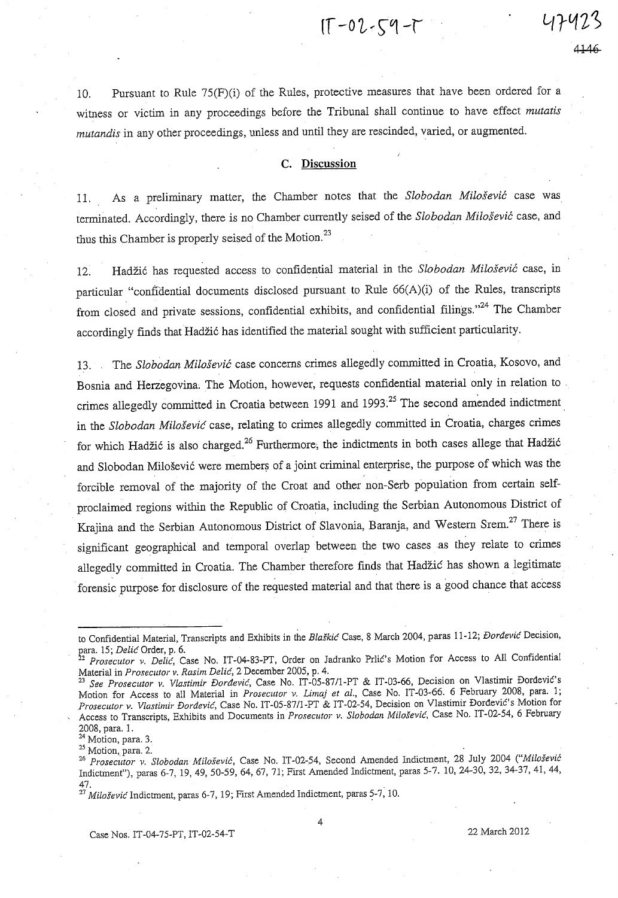10. Pursuant to Rule 75(F)(i) of the Rules, protective measures that have been ordered for a witness or victim in any proceedings before the Tribunal shall continue to have effect *mutatis mutandis* in any other proceedings, unless and until they are rescinded, varied, or augmented.

## C. Discussion

11. As a preliminary matter, the Chamber notes that the *Slobodan Milošević* case was terminated. Accordingly, there is no Chamber currently seised of the *Slobodan Milošević* case, and thus this Chamber is properly seised of the Motion.[23]

12. Hadžić has requested access to confidential material in the *Slobodan Milošević* case, in particular "confidential documents disclosed pursuant to Rule 66(A)(i) of the Rules, transcripts from closed and private sessions, confidential exhibits, and confidential filings."[24] The Chamber accordingly finds that Hadžić has identified the material sought with sufficient particularity.

13. The *Slobodan Milošević* case concerns crimes allegedly committed in Croatia, Kosovo, and Bosnia and Herzegovina. The Motion, however, requests confidential material only in relation to crimes allegedly committed in Croatia between 1991 and 1993.[25] The second amended indictment in the *Slobodan Milošević* case, relating to crimes allegedly committed in Croatia, charges crimes for which Hadžić is also charged.[26] Furthermore, the indictments in both cases allege that Hadžić and Slobodan Milošević were members of a joint criminal enterprise, the purpose of which was the forcible removal of the majority of the Croat and other non-Serb population from certain self-proclaimed regions within the Republic of Croatia, including the Serbian Autonomous District of Krajina and the Serbian Autonomous District of Slavonia, Baranja, and Western Srem.[27] There is significant geographical and temporal overlap between the two cases as they relate to crimes allegedly committed in Croatia. The Chamber therefore finds that Hadžić has shown a legitimate forensic purpose for disclosure of the requested material and that there is a good chance that access

---

to Confidential Material, Transcripts and Exhibits in the *Blaškić* Case, 8 March 2004, paras 11-12; *Đorđević* Decision, para. 15; *Delić* Order, p. 6.

[22] *Prosecutor v. Delić*, Case No. IT-04-83-PT, Order on Jadranko Prlić's Motion for Access to All Confidential Material in *Prosecutor v. Rasim Delić*, 2 December 2005, p. 4.

[23] *See Prosecutor v. Vlastimir Đorđević*, Case No. IT-05-87/1-PT & IT-03-66, Decision on Vlastimir Đorđević's Motion for Access to all Material in *Prosecutor v. Limaj et al.*, Case No. IT-03-66. 6 February 2008, para. 1; *Prosecutor v. Vlastimir Đorđević*, Case No. IT-05-87/1-PT & IT-02-54, Decision on Vlastimir Đorđević's Motion for Access to Transcripts, Exhibits and Documents in *Prosecutor v. Slobodan Milošević*, Case No. IT-02-54, 6 February 2008, para. 1.

[24] Motion, para. 3.

[25] Motion, para. 2.

[26] *Prosecutor v. Slobodan Milošević*, Case No. IT-02-54, Second Amended Indictment, 28 July 2004 ("*Milošević* Indictment"), paras 6-7, 19, 49, 50-59, 64, 67, 71; First Amended Indictment, paras 5-7. 10, 24-30, 32, 34-37, 41, 44, 47.

[27] *Milošević* Indictment, paras 6-7, 19; First Amended Indictment, paras 5-7, 10.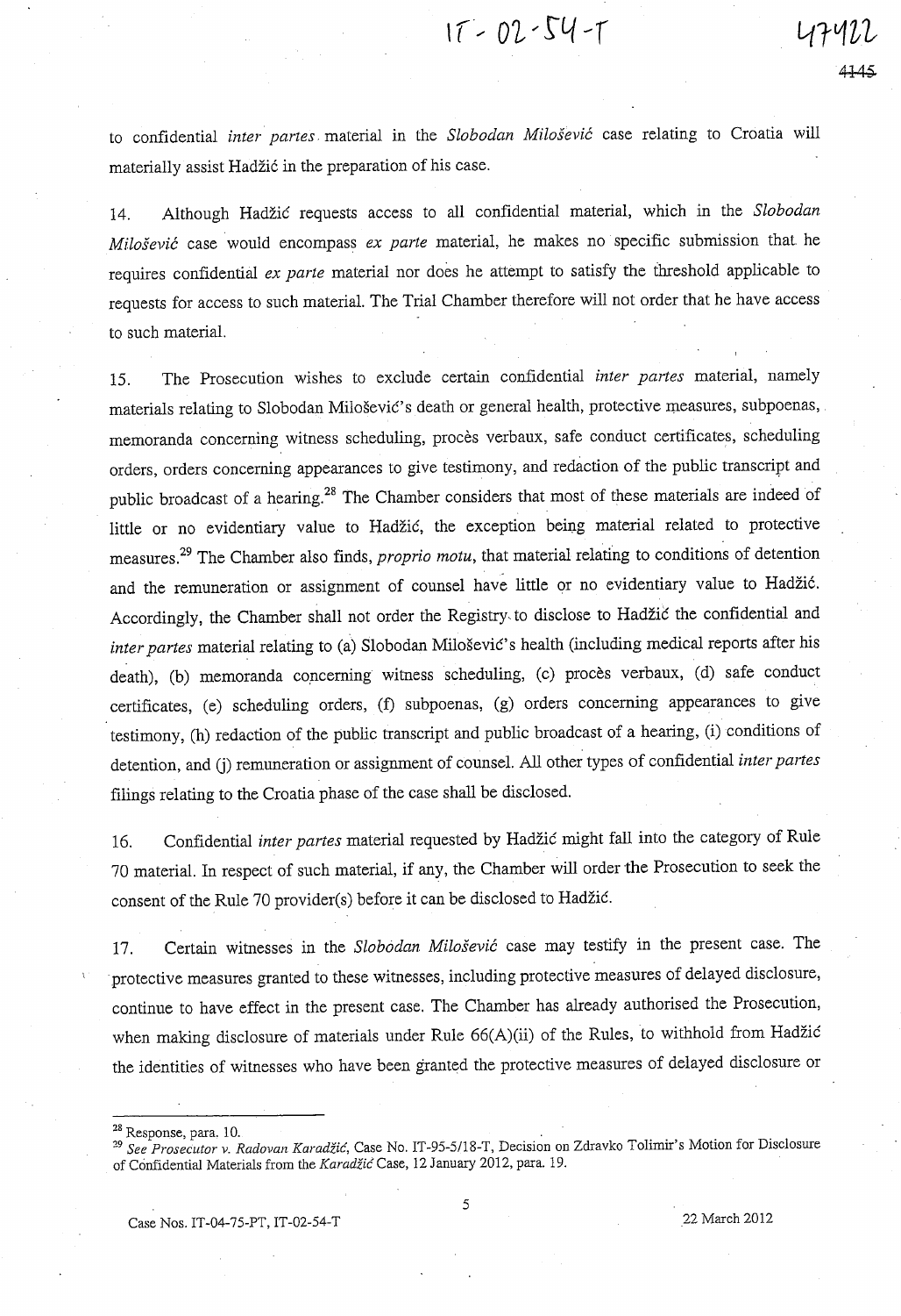to confidential *inter partes* material in the *Slobodan Milošević* case relating to Croatia will materially assist Hadžić in the preparation of his case.

14. Although Hadžić requests access to all confidential material, which in the *Slobodan Milošević* case would encompass *ex parte* material, he makes no specific submission that he requires confidential *ex parte* material nor does he attempt to satisfy the threshold applicable to requests for access to such material. The Trial Chamber therefore will not order that he have access to such material.

15. The Prosecution wishes to exclude certain confidential *inter partes* material, namely materials relating to Slobodan Milošević's death or general health, protective measures, subpoenas, memoranda concerning witness scheduling, procès verbaux, safe conduct certificates, scheduling orders, orders concerning appearances to give testimony, and redaction of the public transcript and public broadcast of a hearing.[28] The Chamber considers that most of these materials are indeed of little or no evidentiary value to Hadžić, the exception being material related to protective measures.[29] The Chamber also finds, *proprio motu*, that material relating to conditions of detention and the remuneration or assignment of counsel have little or no evidentiary value to Hadžić. Accordingly, the Chamber shall not order the Registry to disclose to Hadžić the confidential and *inter partes* material relating to (a) Slobodan Milošević's health (including medical reports after his death), (b) memoranda concerning witness scheduling, (c) procès verbaux, (d) safe conduct certificates, (e) scheduling orders, (f) subpoenas, (g) orders concerning appearances to give testimony, (h) redaction of the public transcript and public broadcast of a hearing, (i) conditions of detention, and (j) remuneration or assignment of counsel. All other types of confidential *inter partes* filings relating to the Croatia phase of the case shall be disclosed.

16. Confidential *inter partes* material requested by Hadžić might fall into the category of Rule 70 material. In respect of such material, if any, the Chamber will order the Prosecution to seek the consent of the Rule 70 provider(s) before it can be disclosed to Hadžić.

17. Certain witnesses in the *Slobodan Milošević* case may testify in the present case. The protective measures granted to these witnesses, including protective measures of delayed disclosure, continue to have effect in the present case. The Chamber has already authorised the Prosecution, when making disclosure of materials under Rule 66(A)(ii) of the Rules, to withhold from Hadžić the identities of witnesses who have been granted the protective measures of delayed disclosure or

---

[28] Response, para. 10.

[29] *See Prosecutor v. Radovan Karadžić*, Case No. IT-95-5/18-T, Decision on Zdravko Tolimir's Motion for Disclosure of Confidential Materials from the *Karadžić* Case, 12 January 2012, para. 19.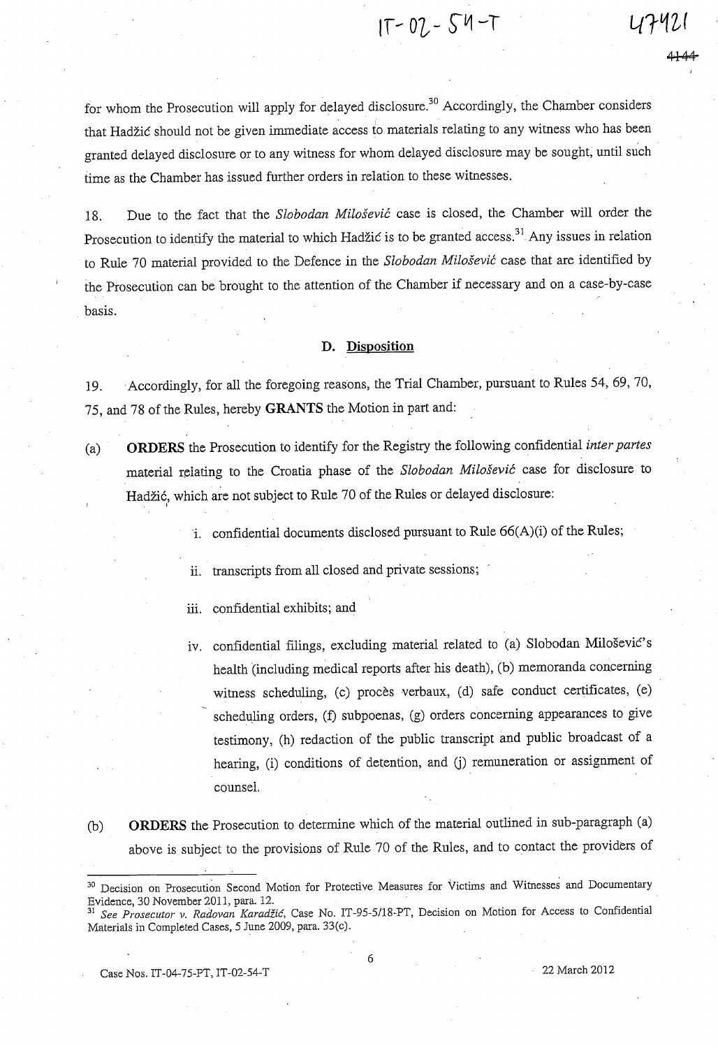for whom the Prosecution will apply for delayed disclosure.[30] Accordingly, the Chamber considers that Hadžić should not be given immediate access to materials relating to any witness who has been granted delayed disclosure or to any witness for whom delayed disclosure may be sought, until such time as the Chamber has issued further orders in relation to these witnesses.

18. Due to the fact that the *Slobodan Milošević* case is closed, the Chamber will order the Prosecution to identify the material to which Hadžić is to be granted access.[31] Any issues in relation to Rule 70 material provided to the Defence in the *Slobodan Milošević* case that are identified by the Prosecution can be brought to the attention of the Chamber if necessary and on a case-by-case basis.

### D. Disposition

19. Accordingly, for all the foregoing reasons, the Trial Chamber, pursuant to Rules 54, 69, 70, 75, and 78 of the Rules, hereby **GRANTS** the Motion in part and:

(a) **ORDERS** the Prosecution to identify for the Registry the following confidential *inter partes* material relating to the Croatia phase of the *Slobodan Milošević* case for disclosure to Hadžić, which are not subject to Rule 70 of the Rules or delayed disclosure:

i. confidential documents disclosed pursuant to Rule 66(A)(i) of the Rules;

ii. transcripts from all closed and private sessions;

iii. confidential exhibits; and

iv. confidential filings, excluding material related to (a) Slobodan Milošević's health (including medical reports after his death), (b) memoranda concerning witness scheduling, (c) procès verbaux, (d) safe conduct certificates, (e) scheduling orders, (f) subpoenas, (g) orders concerning appearances to give testimony, (h) redaction of the public transcript and public broadcast of a hearing, (i) conditions of detention, and (j) remuneration or assignment of counsel.

(b) **ORDERS** the Prosecution to determine which of the material outlined in sub-paragraph (a) above is subject to the provisions of Rule 70 of the Rules, and to contact the providers of

---

[30] Decision on Prosecution Second Motion for Protective Measures for Victims and Witnesses and Documentary Evidence, 30 November 2011, para. 12.

[31] *See Prosecutor v. Radovan Karadžić*, Case No. IT-95-5/18-PT, Decision on Motion for Access to Confidential Materials in Completed Cases, 5 June 2009, para. 33(c).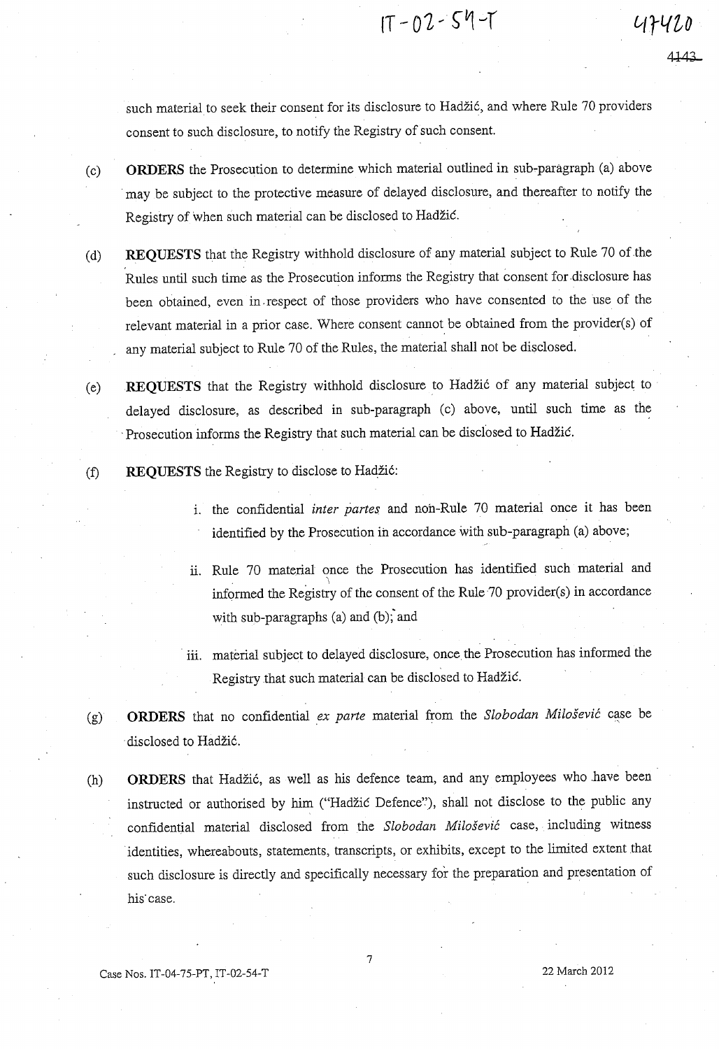such material to seek their consent for its disclosure to Hadžić, and where Rule 70 providers consent to such disclosure, to notify the Registry of such consent.

(c) **ORDERS** the Prosecution to determine which material outlined in sub-paragraph (a) above may be subject to the protective measure of delayed disclosure, and thereafter to notify the Registry of when such material can be disclosed to Hadžić.

(d) **REQUESTS** that the Registry withhold disclosure of any material subject to Rule 70 of the Rules until such time as the Prosecution informs the Registry that consent for disclosure has been obtained, even in respect of those providers who have consented to the use of the relevant material in a prior case. Where consent cannot be obtained from the provider(s) of any material subject to Rule 70 of the Rules, the material shall not be disclosed.

(e) **REQUESTS** that the Registry withhold disclosure to Hadžić of any material subject to delayed disclosure, as described in sub-paragraph (c) above, until such time as the Prosecution informs the Registry that such material can be disclosed to Hadžić.

(f) **REQUESTS** the Registry to disclose to Hadžić:

i. the confidential *inter partes* and non-Rule 70 material once it has been identified by the Prosecution in accordance with sub-paragraph (a) above;

ii. Rule 70 material once the Prosecution has identified such material and informed the Registry of the consent of the Rule 70 provider(s) in accordance with sub-paragraphs (a) and (b); and

iii. material subject to delayed disclosure, once the Prosecution has informed the Registry that such material can be disclosed to Hadžić.

(g) **ORDERS** that no confidential *ex parte* material from the *Slobodan Milošević* case be disclosed to Hadžić.

(h) **ORDERS** that Hadžić, as well as his defence team, and any employees who have been instructed or authorised by him ("Hadžić Defence"), shall not disclose to the public any confidential material disclosed from the *Slobodan Milošević* case, including witness identities, whereabouts, statements, transcripts, or exhibits, except to the limited extent that such disclosure is directly and specifically necessary for the preparation and presentation of his case.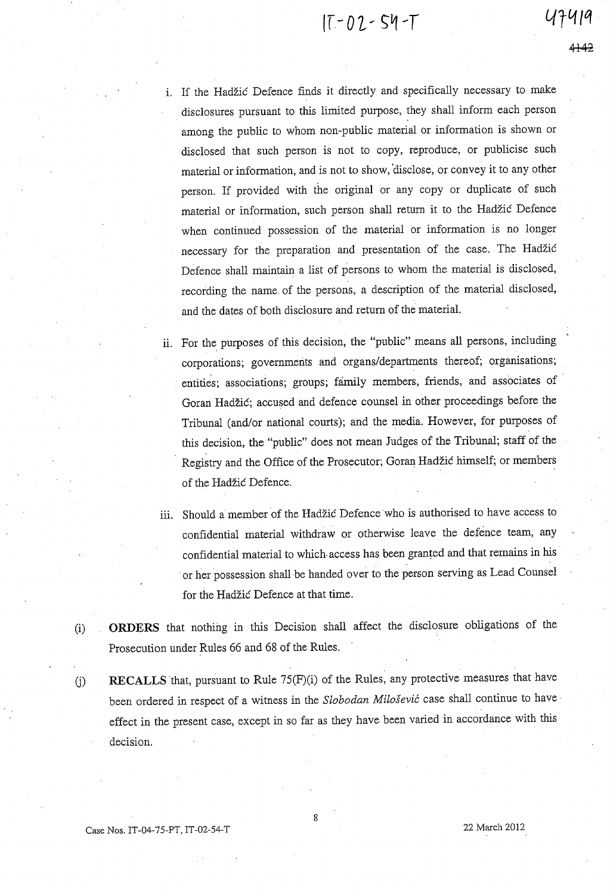i. If the Hadžić Defence finds it directly and specifically necessary to make disclosures pursuant to this limited purpose, they shall inform each person among the public to whom non-public material or information is shown or disclosed that such person is not to copy, reproduce, or publicise such material or information, and is not to show, disclose, or convey it to any other person. If provided with the original or any copy or duplicate of such material or information, such person shall return it to the Hadžić Defence when continued possession of the material or information is no longer necessary for the preparation and presentation of the case. The Hadžić Defence shall maintain a list of persons to whom the material is disclosed, recording the name of the persons, a description of the material disclosed, and the dates of both disclosure and return of the material.

ii. For the purposes of this decision, the "public" means all persons, including corporations; governments and organs/departments thereof; organisations; entities; associations; groups; family members, friends, and associates of Goran Hadžić; accused and defence counsel in other proceedings before the Tribunal (and/or national courts); and the media. However, for purposes of this decision, the "public" does not mean Judges of the Tribunal; staff of the Registry and the Office of the Prosecutor; Goran Hadžić himself; or members of the Hadžić Defence.

iii. Should a member of the Hadžić Defence who is authorised to have access to confidential material withdraw or otherwise leave the defence team, any confidential material to which access has been granted and that remains in his or her possession shall be handed over to the person serving as Lead Counsel for the Hadžić Defence at that time.

(i) **ORDERS** that nothing in this Decision shall affect the disclosure obligations of the Prosecution under Rules 66 and 68 of the Rules.

(j) **RECALLS** that, pursuant to Rule 75(F)(i) of the Rules, any protective measures that have been ordered in respect of a witness in the *Slobodan Milošević* case shall continue to have effect in the present case, except in so far as they have been varied in accordance with this decision.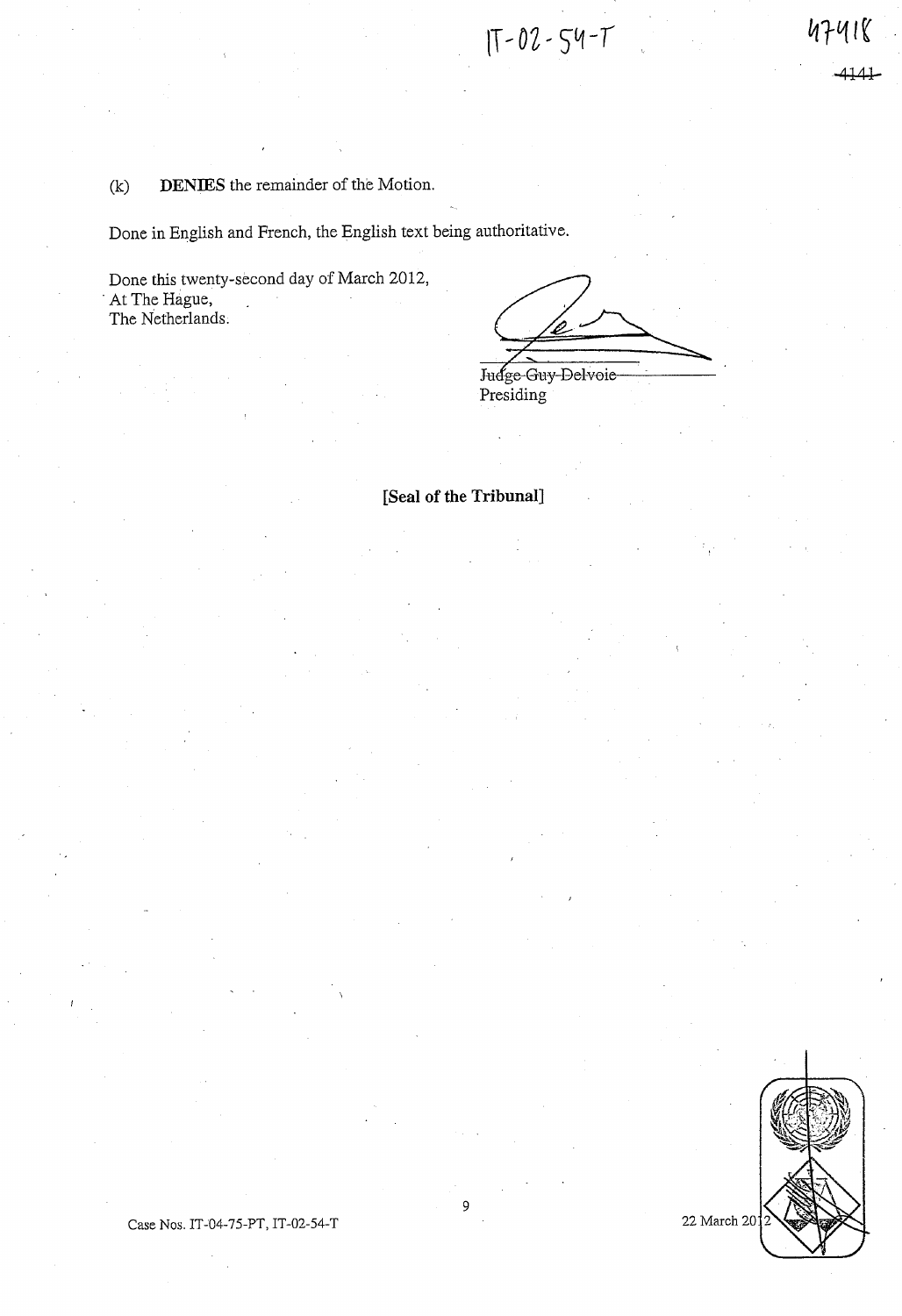(k) **DENIES** the remainder of the Motion.

Done in English and French, the English text being authoritative.

Done this twenty-second day of March 2012,
At The Hague,
The Netherlands.

Judge Guy Delvoie
Presiding

**[Seal of the Tribunal]**